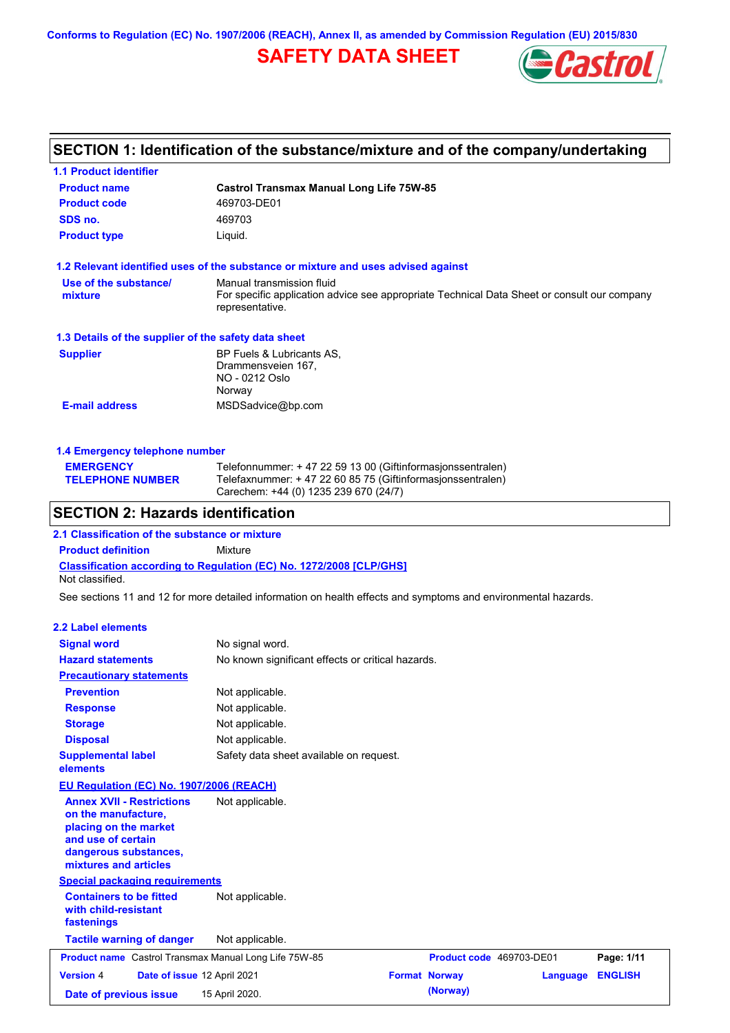Conforms to Regulation (EC) No. 1907/2006 (REACH), Annex II, as amended by Commission Regulation (EU) 2015/830

# SAFETY DATA SHEET

Castrol

## SECTION 1: Identification of the substance/mixture and of the company/undertaking

### 1.1 Product identifier

| | |
|---|---|
| **Product name** | **Castrol Transmax Manual Long Life 75W-85** |
| **Product code** | 469703-DE01 |
| **SDS no.** | 469703 |
| **Product type** | Liquid. |

### 1.2 Relevant identified uses of the substance or mixture and uses advised against

| | |
|---|---|
| **Use of the substance/ mixture** | Manual transmission fluid<br>For specific application advice see appropriate Technical Data Sheet or consult our company representative. |

### 1.3 Details of the supplier of the safety data sheet

| | |
|---|---|
| **Supplier** | BP Fuels & Lubricants AS,<br>Drammensveien 167,<br>NO - 0212 Oslo<br>Norway |
| **E-mail address** | MSDSadvice@bp.com |

### 1.4 Emergency telephone number

| | |
|---|---|
| **EMERGENCY TELEPHONE NUMBER** | Telefonnummer: + 47 22 59 13 00 (Giftinformasjonssentralen)<br>Telefaxnummer: + 47 22 60 85 75 (Giftinformasjonssentralen)<br>Carechem: +44 (0) 1235 239 670 (24/7) |

## SECTION 2: Hazards identification

### 2.1 Classification of the substance or mixture

**Product definition** Mixture

**Classification according to Regulation (EC) No. 1272/2008 [CLP/GHS]**

Not classified.

See sections 11 and 12 for more detailed information on health effects and symptoms and environmental hazards.

### 2.2 Label elements

| | |
|---|---|
| **Signal word** | No signal word. |
| **Hazard statements** | No known significant effects or critical hazards. |

**Precautionary statements**

| | |
|---|---|
| **Prevention** | Not applicable. |
| **Response** | Not applicable. |
| **Storage** | Not applicable. |
| **Disposal** | Not applicable. |
| **Supplemental label elements** | Safety data sheet available on request. |

**EU Regulation (EC) No. 1907/2006 (REACH)**

| | |
|---|---|
| **Annex XVII - Restrictions on the manufacture, placing on the market and use of certain dangerous substances, mixtures and articles** | Not applicable. |

**Special packaging requirements**

| | |
|---|---|
| **Containers to be fitted with child-resistant fastenings** | Not applicable. |
| **Tactile warning of danger** | Not applicable. |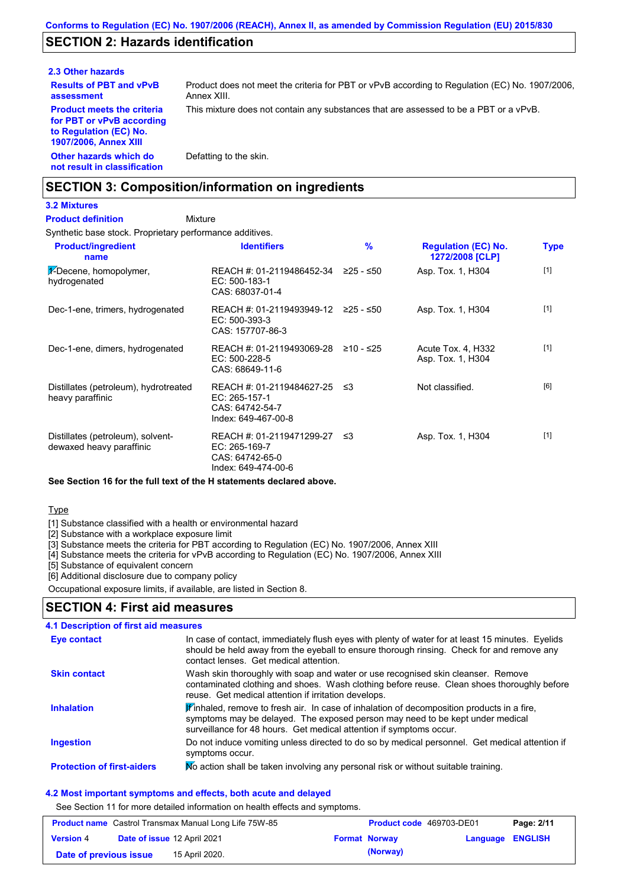## SECTION 2: Hazards identification

### 2.3 Other hazards

**Results of PBT and vPvB assessment**
Product does not meet the criteria for PBT or vPvB according to Regulation (EC) No. 1907/2006, Annex XIII.

**Product meets the criteria for PBT or vPvB according to Regulation (EC) No. 1907/2006, Annex XIII**
This mixture does not contain any substances that are assessed to be a PBT or a vPvB.

**Other hazards which do not result in classification**
Defatting to the skin.

## SECTION 3: Composition/information on ingredients

### 3.2 Mixtures

**Product definition** Mixture

Synthetic base stock. Proprietary performance additives.

| Product/ingredient name | Identifiers | % | Regulation (EC) No. 1272/2008 [CLP] | Type |
|---|---|---|---|---|
| 1-Decene, homopolymer, hydrogenated | REACH #: 01-2119486452-34<br>EC: 500-183-1<br>CAS: 68037-01-4 | ≥25 - ≤50 | Asp. Tox. 1, H304 | [1] |
| Dec-1-ene, trimers, hydrogenated | REACH #: 01-2119493949-12<br>EC: 500-393-3<br>CAS: 157707-86-3 | ≥25 - ≤50 | Asp. Tox. 1, H304 | [1] |
| Dec-1-ene, dimers, hydrogenated | REACH #: 01-2119493069-28<br>EC: 500-228-5<br>CAS: 68649-11-6 | ≥10 - ≤25 | Acute Tox. 4, H332<br>Asp. Tox. 1, H304 | [1] |
| Distillates (petroleum), hydrotreated heavy paraffinic | REACH #: 01-2119484627-25<br>EC: 265-157-1<br>CAS: 64742-54-7<br>Index: 649-467-00-8 | ≤3 | Not classified. | [6] |
| Distillates (petroleum), solvent-dewaxed heavy paraffinic | REACH #: 01-2119471299-27<br>EC: 265-169-7<br>CAS: 64742-65-0<br>Index: 649-474-00-6 | ≤3 | Asp. Tox. 1, H304 | [1] |

**See Section 16 for the full text of the H statements declared above.**

Type

[1] Substance classified with a health or environmental hazard
[2] Substance with a workplace exposure limit
[3] Substance meets the criteria for PBT according to Regulation (EC) No. 1907/2006, Annex XIII
[4] Substance meets the criteria for vPvB according to Regulation (EC) No. 1907/2006, Annex XIII
[5] Substance of equivalent concern
[6] Additional disclosure due to company policy

Occupational exposure limits, if available, are listed in Section 8.

## SECTION 4: First aid measures

### 4.1 Description of first aid measures

**Eye contact**
In case of contact, immediately flush eyes with plenty of water for at least 15 minutes. Eyelids should be held away from the eyeball to ensure thorough rinsing. Check for and remove any contact lenses. Get medical attention.

**Skin contact**
Wash skin thoroughly with soap and water or use recognised skin cleanser. Remove contaminated clothing and shoes. Wash clothing before reuse. Clean shoes thoroughly before reuse. Get medical attention if irritation develops.

**Inhalation**
If inhaled, remove to fresh air. In case of inhalation of decomposition products in a fire, symptoms may be delayed. The exposed person may need to be kept under medical surveillance for 48 hours. Get medical attention if symptoms occur.

**Ingestion**
Do not induce vomiting unless directed to do so by medical personnel. Get medical attention if symptoms occur.

**Protection of first-aiders**
No action shall be taken involving any personal risk or without suitable training.

### 4.2 Most important symptoms and effects, both acute and delayed

See Section 11 for more detailed information on health effects and symptoms.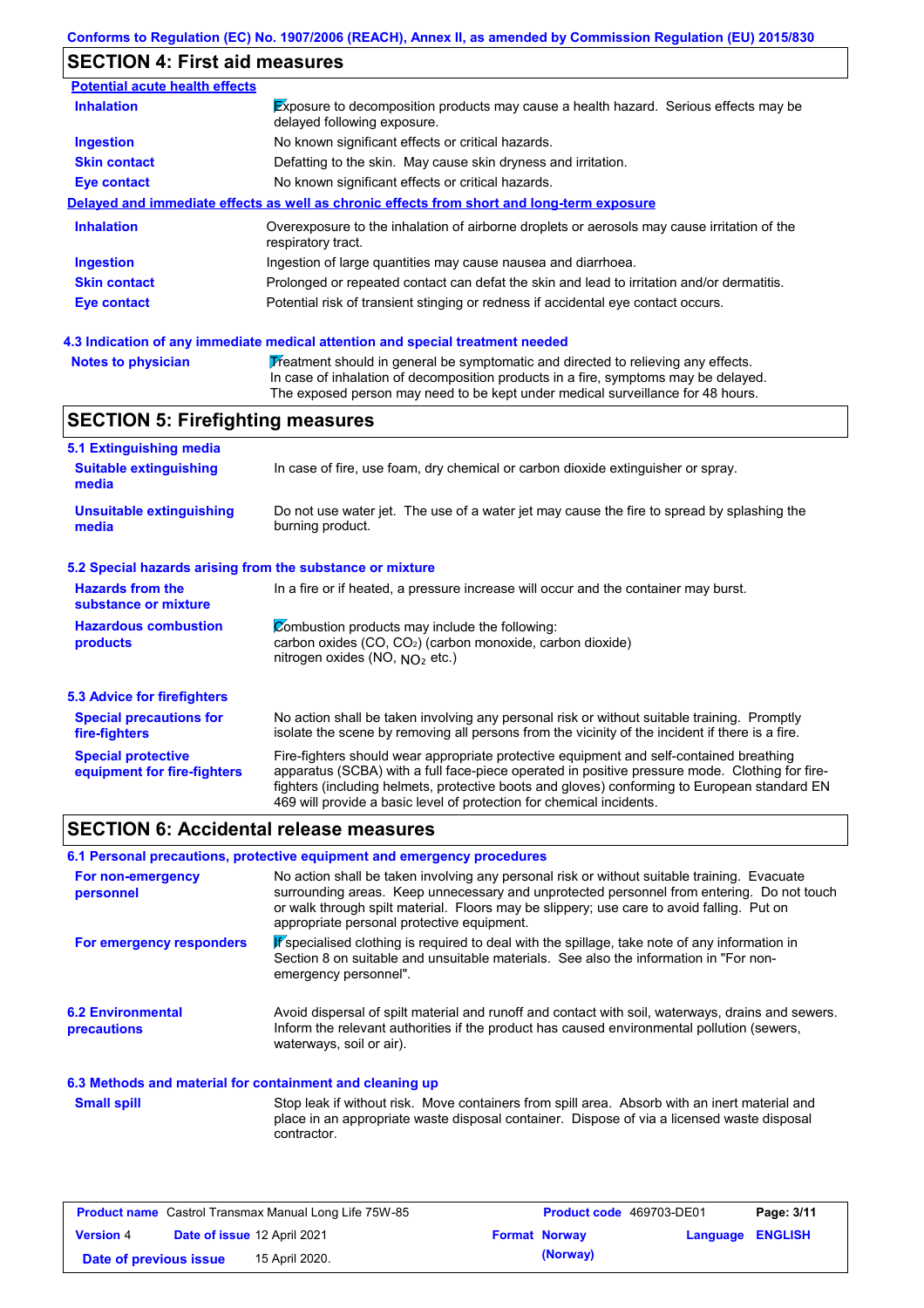## SECTION 4: First aid measures

**Potential acute health effects**

| | |
|---|---|
| **Inhalation** | Exposure to decomposition products may cause a health hazard. Serious effects may be delayed following exposure. |
| **Ingestion** | No known significant effects or critical hazards. |
| **Skin contact** | Defatting to the skin. May cause skin dryness and irritation. |
| **Eye contact** | No known significant effects or critical hazards. |

**Delayed and immediate effects as well as chronic effects from short and long-term exposure**

| | |
|---|---|
| **Inhalation** | Overexposure to the inhalation of airborne droplets or aerosols may cause irritation of the respiratory tract. |
| **Ingestion** | Ingestion of large quantities may cause nausea and diarrhoea. |
| **Skin contact** | Prolonged or repeated contact can defat the skin and lead to irritation and/or dermatitis. |
| **Eye contact** | Potential risk of transient stinging or redness if accidental eye contact occurs. |

### 4.3 Indication of any immediate medical attention and special treatment needed

**Notes to physician**: Treatment should in general be symptomatic and directed to relieving any effects. In case of inhalation of decomposition products in a fire, symptoms may be delayed. The exposed person may need to be kept under medical surveillance for 48 hours.

## SECTION 5: Firefighting measures

### 5.1 Extinguishing media

**Suitable extinguishing media**: In case of fire, use foam, dry chemical or carbon dioxide extinguisher or spray.

**Unsuitable extinguishing media**: Do not use water jet. The use of a water jet may cause the fire to spread by splashing the burning product.

### 5.2 Special hazards arising from the substance or mixture

**Hazards from the substance or mixture**: In a fire or if heated, a pressure increase will occur and the container may burst.

**Hazardous combustion products**: Combustion products may include the following:
carbon oxides (CO, $CO_2$) (carbon monoxide, carbon dioxide)
nitrogen oxides (NO, $NO_2$ etc.)

### 5.3 Advice for firefighters

**Special precautions for fire-fighters**: No action shall be taken involving any personal risk or without suitable training. Promptly isolate the scene by removing all persons from the vicinity of the incident if there is a fire.

**Special protective equipment for fire-fighters**: Fire-fighters should wear appropriate protective equipment and self-contained breathing apparatus (SCBA) with a full face-piece operated in positive pressure mode. Clothing for fire-fighters (including helmets, protective boots and gloves) conforming to European standard EN 469 will provide a basic level of protection for chemical incidents.

## SECTION 6: Accidental release measures

### 6.1 Personal precautions, protective equipment and emergency procedures

**For non-emergency personnel**: No action shall be taken involving any personal risk or without suitable training. Evacuate surrounding areas. Keep unnecessary and unprotected personnel from entering. Do not touch or walk through spilt material. Floors may be slippery; use care to avoid falling. Put on appropriate personal protective equipment.

**For emergency responders**: If specialised clothing is required to deal with the spillage, take note of any information in Section 8 on suitable and unsuitable materials. See also the information in "For non-emergency personnel".

### 6.2 Environmental precautions

Avoid dispersal of spilt material and runoff and contact with soil, waterways, drains and sewers. Inform the relevant authorities if the product has caused environmental pollution (sewers, waterways, soil or air).

### 6.3 Methods and material for containment and cleaning up

**Small spill**: Stop leak if without risk. Move containers from spill area. Absorb with an inert material and place in an appropriate waste disposal container. Dispose of via a licensed waste disposal contractor.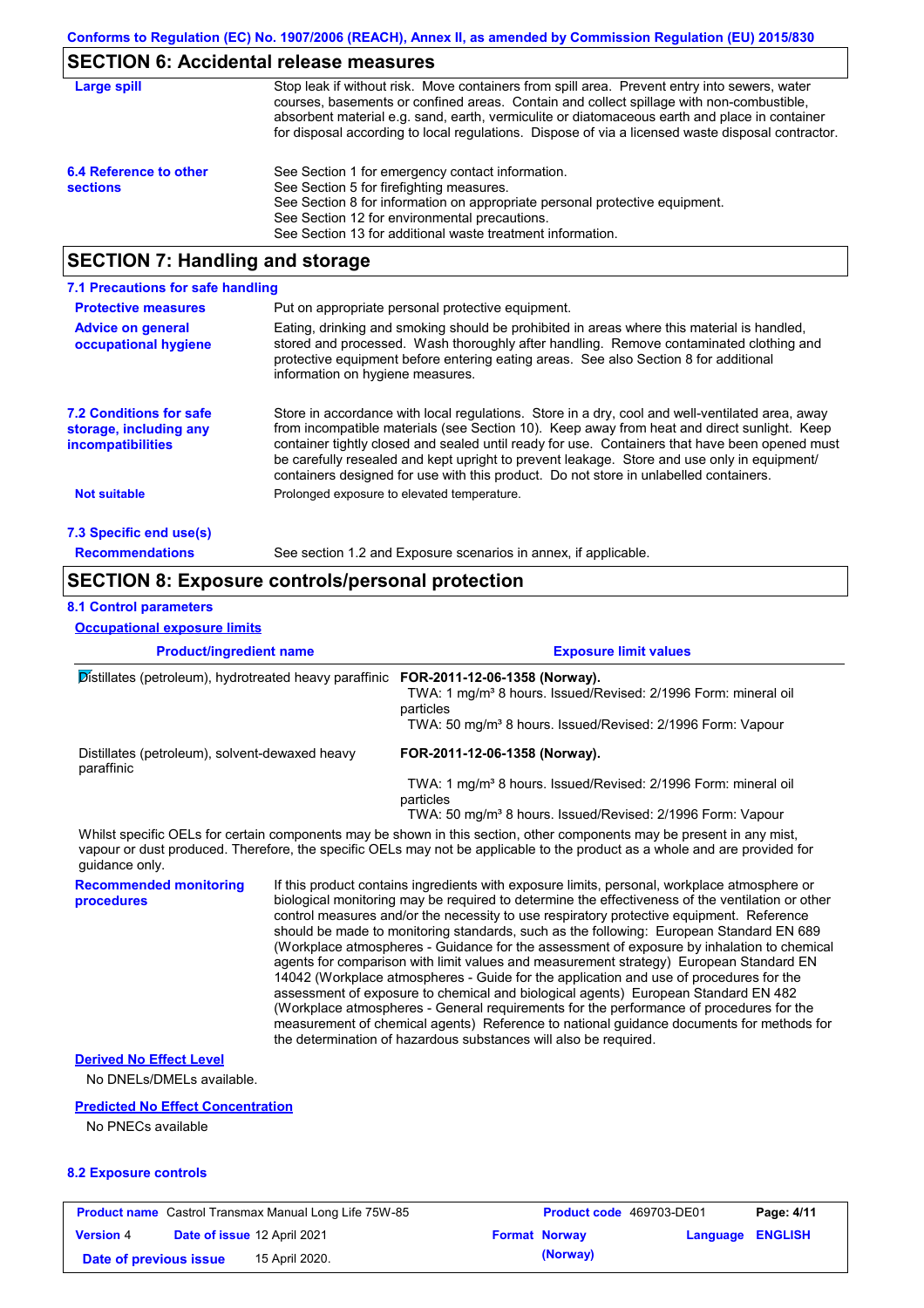## SECTION 6: Accidental release measures

**Large spill**

Stop leak if without risk. Move containers from spill area. Prevent entry into sewers, water courses, basements or confined areas. Contain and collect spillage with non-combustible, absorbent material e.g. sand, earth, vermiculite or diatomaceous earth and place in container for disposal according to local regulations. Dispose of via a licensed waste disposal contractor.

**6.4 Reference to other sections**

See Section 1 for emergency contact information.
See Section 5 for firefighting measures.
See Section 8 for information on appropriate personal protective equipment.
See Section 12 for environmental precautions.
See Section 13 for additional waste treatment information.

## SECTION 7: Handling and storage

### 7.1 Precautions for safe handling

**Protective measures**

Put on appropriate personal protective equipment.

**Advice on general occupational hygiene**

Eating, drinking and smoking should be prohibited in areas where this material is handled, stored and processed. Wash thoroughly after handling. Remove contaminated clothing and protective equipment before entering eating areas. See also Section 8 for additional information on hygiene measures.

### 7.2 Conditions for safe storage, including any incompatibilities

Store in accordance with local regulations. Store in a dry, cool and well-ventilated area, away from incompatible materials (see Section 10). Keep away from heat and direct sunlight. Keep container tightly closed and sealed until ready for use. Containers that have been opened must be carefully resealed and kept upright to prevent leakage. Store and use only in equipment/ containers designed for use with this product. Do not store in unlabelled containers.

**Not suitable**

Prolonged exposure to elevated temperature.

### 7.3 Specific end use(s)

**Recommendations**

See section 1.2 and Exposure scenarios in annex, if applicable.

## SECTION 8: Exposure controls/personal protection

### 8.1 Control parameters

**Occupational exposure limits**

| Product/ingredient name | Exposure limit values |
|---|---|
| Distillates (petroleum), hydrotreated heavy paraffinic | **FOR-2011-12-06-1358 (Norway).** TWA: 1 mg/m³ 8 hours. Issued/Revised: 2/1996 Form: mineral oil particles TWA: 50 mg/m³ 8 hours. Issued/Revised: 2/1996 Form: Vapour |
| Distillates (petroleum), solvent-dewaxed heavy paraffinic | **FOR-2011-12-06-1358 (Norway).** TWA: 1 mg/m³ 8 hours. Issued/Revised: 2/1996 Form: mineral oil particles TWA: 50 mg/m³ 8 hours. Issued/Revised: 2/1996 Form: Vapour |

Whilst specific OELs for certain components may be shown in this section, other components may be present in any mist, vapour or dust produced. Therefore, the specific OELs may not be applicable to the product as a whole and are provided for guidance only.

**Recommended monitoring procedures**

If this product contains ingredients with exposure limits, personal, workplace atmosphere or biological monitoring may be required to determine the effectiveness of the ventilation or other control measures and/or the necessity to use respiratory protective equipment. Reference should be made to monitoring standards, such as the following: European Standard EN 689 (Workplace atmospheres - Guidance for the assessment of exposure by inhalation to chemical agents for comparison with limit values and measurement strategy) European Standard EN 14042 (Workplace atmospheres - Guide for the application and use of procedures for the assessment of exposure to chemical and biological agents) European Standard EN 482 (Workplace atmospheres - General requirements for the performance of procedures for the measurement of chemical agents) Reference to national guidance documents for methods for the determination of hazardous substances will also be required.

**Derived No Effect Level**

No DNELs/DMELs available.

**Predicted No Effect Concentration**

No PNECs available

### 8.2 Exposure controls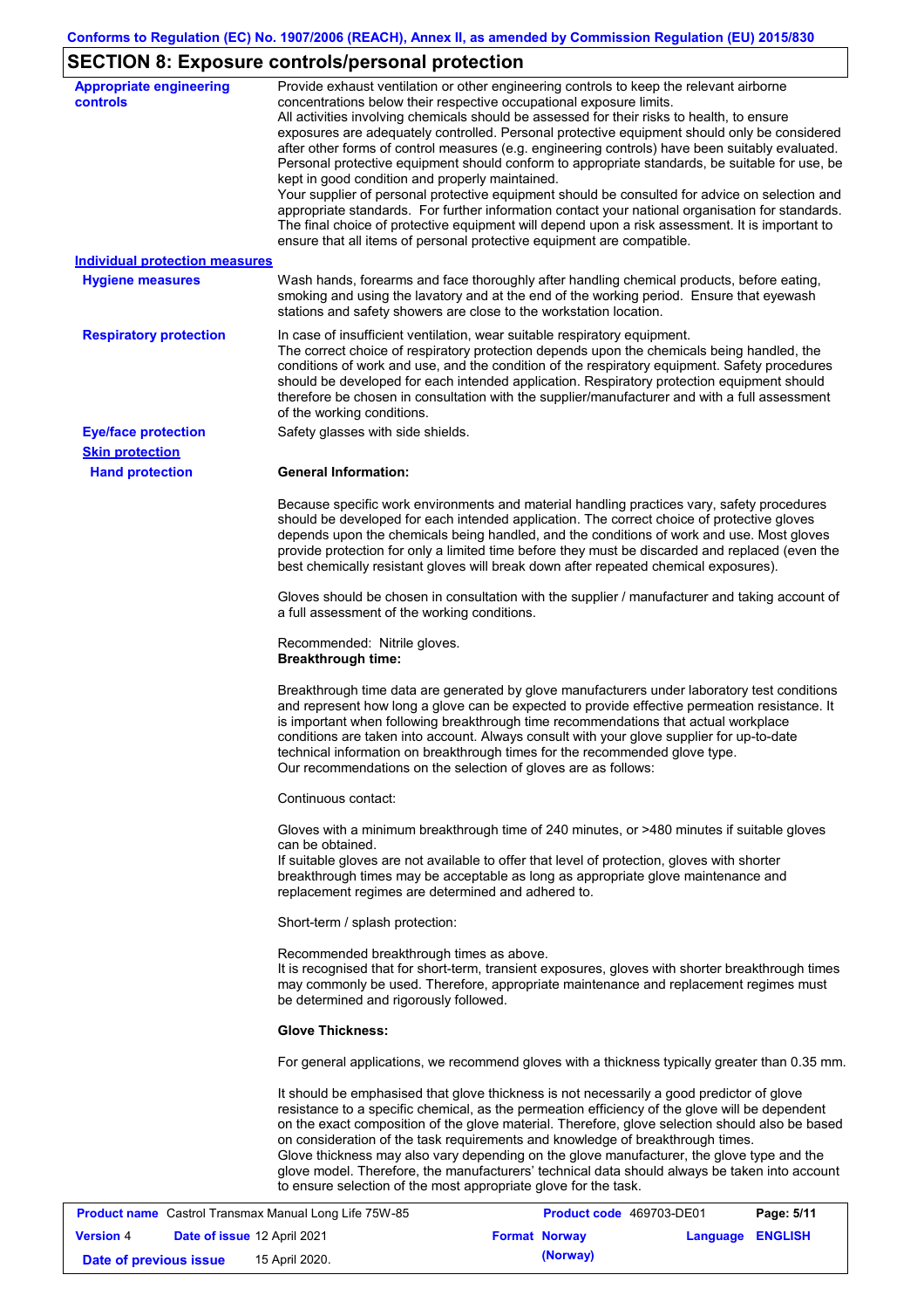## SECTION 8: Exposure controls/personal protection

**Appropriate engineering controls**

Provide exhaust ventilation or other engineering controls to keep the relevant airborne concentrations below their respective occupational exposure limits.
All activities involving chemicals should be assessed for their risks to health, to ensure exposures are adequately controlled. Personal protective equipment should only be considered after other forms of control measures (e.g. engineering controls) have been suitably evaluated. Personal protective equipment should conform to appropriate standards, be suitable for use, be kept in good condition and properly maintained.
Your supplier of personal protective equipment should be consulted for advice on selection and appropriate standards. For further information contact your national organisation for standards. The final choice of protective equipment will depend upon a risk assessment. It is important to ensure that all items of personal protective equipment are compatible.

**Individual protection measures**

**Hygiene measures**

Wash hands, forearms and face thoroughly after handling chemical products, before eating, smoking and using the lavatory and at the end of the working period. Ensure that eyewash stations and safety showers are close to the workstation location.

**Respiratory protection**

In case of insufficient ventilation, wear suitable respiratory equipment.
The correct choice of respiratory protection depends upon the chemicals being handled, the conditions of work and use, and the condition of the respiratory equipment. Safety procedures should be developed for each intended application. Respiratory protection equipment should therefore be chosen in consultation with the supplier/manufacturer and with a full assessment of the working conditions.

**Eye/face protection**

Safety glasses with side shields.

**Skin protection**

**Hand protection**

**General Information:**

Because specific work environments and material handling practices vary, safety procedures should be developed for each intended application. The correct choice of protective gloves depends upon the chemicals being handled, and the conditions of work and use. Most gloves provide protection for only a limited time before they must be discarded and replaced (even the best chemically resistant gloves will break down after repeated chemical exposures).

Gloves should be chosen in consultation with the supplier / manufacturer and taking account of a full assessment of the working conditions.

Recommended: Nitrile gloves.
**Breakthrough time:**

Breakthrough time data are generated by glove manufacturers under laboratory test conditions and represent how long a glove can be expected to provide effective permeation resistance. It is important when following breakthrough time recommendations that actual workplace conditions are taken into account. Always consult with your glove supplier for up-to-date technical information on breakthrough times for the recommended glove type.
Our recommendations on the selection of gloves are as follows:

Continuous contact:

Gloves with a minimum breakthrough time of 240 minutes, or >480 minutes if suitable gloves can be obtained.
If suitable gloves are not available to offer that level of protection, gloves with shorter breakthrough times may be acceptable as long as appropriate glove maintenance and replacement regimes are determined and adhered to.

Short-term / splash protection:

Recommended breakthrough times as above.
It is recognised that for short-term, transient exposures, gloves with shorter breakthrough times may commonly be used. Therefore, appropriate maintenance and replacement regimes must be determined and rigorously followed.

**Glove Thickness:**

For general applications, we recommend gloves with a thickness typically greater than 0.35 mm.

It should be emphasised that glove thickness is not necessarily a good predictor of glove resistance to a specific chemical, as the permeation efficiency of the glove will be dependent on the exact composition of the glove material. Therefore, glove selection should also be based on consideration of the task requirements and knowledge of breakthrough times.
Glove thickness may also vary depending on the glove manufacturer, the glove type and the glove model. Therefore, the manufacturers' technical data should always be taken into account to ensure selection of the most appropriate glove for the task.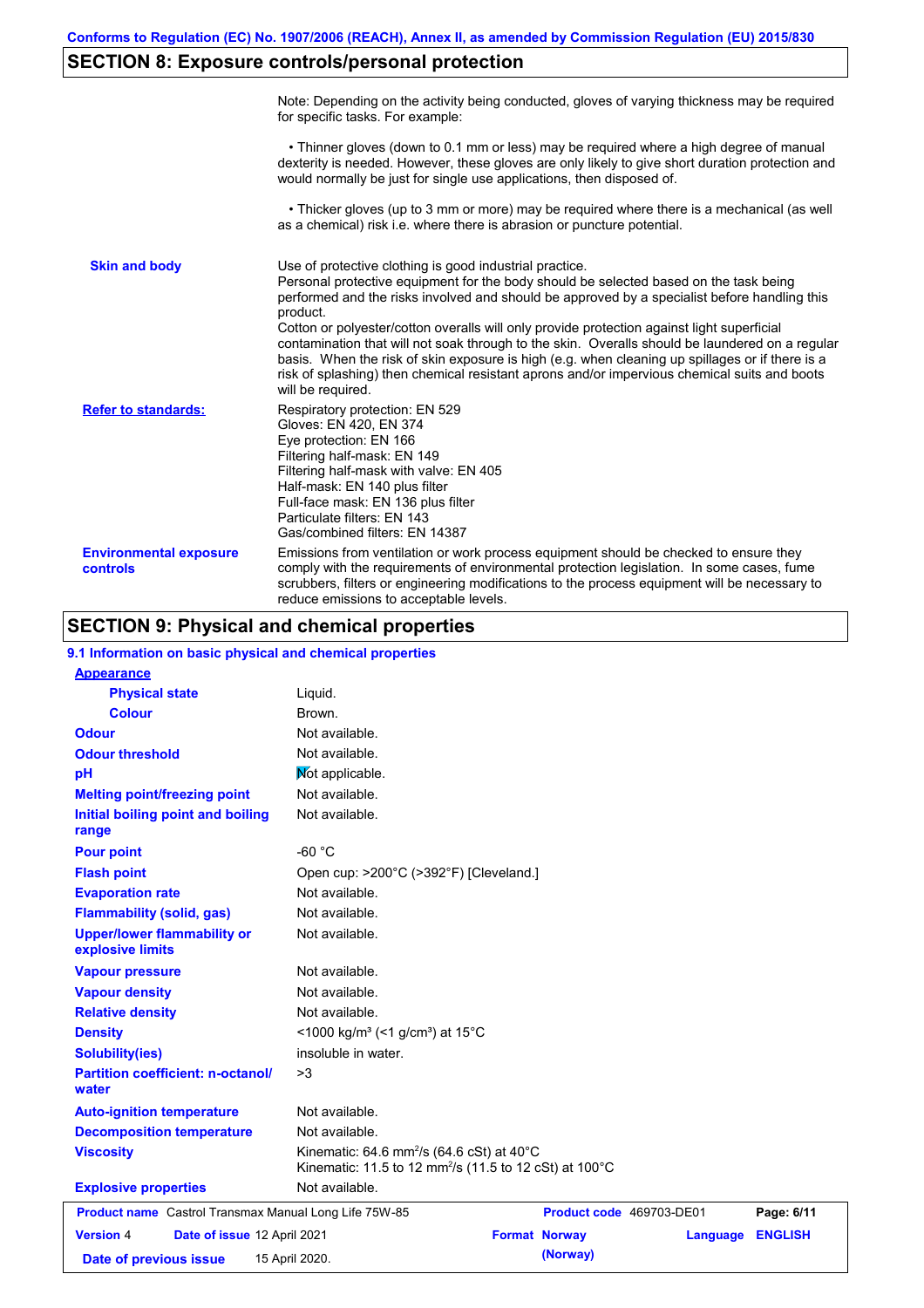## SECTION 8: Exposure controls/personal protection

| | |
|---|---|
| | Note: Depending on the activity being conducted, gloves of varying thickness may be required for specific tasks. For example:<br><br>• Thinner gloves (down to 0.1 mm or less) may be required where a high degree of manual dexterity is needed. However, these gloves are only likely to give short duration protection and would normally be just for single use applications, then disposed of.<br><br>• Thicker gloves (up to 3 mm or more) may be required where there is a mechanical (as well as a chemical) risk i.e. where there is abrasion or puncture potential. |
| **Skin and body** | Use of protective clothing is good industrial practice.<br>Personal protective equipment for the body should be selected based on the task being performed and the risks involved and should be approved by a specialist before handling this product.<br>Cotton or polyester/cotton overalls will only provide protection against light superficial contamination that will not soak through to the skin. Overalls should be laundered on a regular basis. When the risk of skin exposure is high (e.g. when cleaning up spillages or if there is a risk of splashing) then chemical resistant aprons and/or impervious chemical suits and boots will be required. |
| **Refer to standards:** | Respiratory protection: EN 529<br>Gloves: EN 420, EN 374<br>Eye protection: EN 166<br>Filtering half-mask: EN 149<br>Filtering half-mask with valve: EN 405<br>Half-mask: EN 140 plus filter<br>Full-face mask: EN 136 plus filter<br>Particulate filters: EN 143<br>Gas/combined filters: EN 14387 |
| **Environmental exposure controls** | Emissions from ventilation or work process equipment should be checked to ensure they comply with the requirements of environmental protection legislation. In some cases, fume scrubbers, filters or engineering modifications to the process equipment will be necessary to reduce emissions to acceptable levels. |

## SECTION 9: Physical and chemical properties

### 9.1 Information on basic physical and chemical properties

| | |
|---|---|
| **Appearance** | |
| **Physical state** | Liquid. |
| **Colour** | Brown. |
| **Odour** | Not available. |
| **Odour threshold** | Not available. |
| **pH** | Not applicable. |
| **Melting point/freezing point** | Not available. |
| **Initial boiling point and boiling range** | Not available. |
| **Pour point** | -60 °C |
| **Flash point** | Open cup: >200°C (>392°F) [Cleveland.] |
| **Evaporation rate** | Not available. |
| **Flammability (solid, gas)** | Not available. |
| **Upper/lower flammability or explosive limits** | Not available. |
| **Vapour pressure** | Not available. |
| **Vapour density** | Not available. |
| **Relative density** | Not available. |
| **Density** | <1000 kg/m³ (<1 g/cm³) at 15°C |
| **Solubility(ies)** | insoluble in water. |
| **Partition coefficient: n-octanol/ water** | >3 |
| **Auto-ignition temperature** | Not available. |
| **Decomposition temperature** | Not available. |
| **Viscosity** | Kinematic: 64.6 $mm^2/s$ (64.6 cSt) at 40°C<br>Kinematic: 11.5 to 12 $mm^2/s$ (11.5 to 12 cSt) at 100°C |
| **Explosive properties** | Not available. |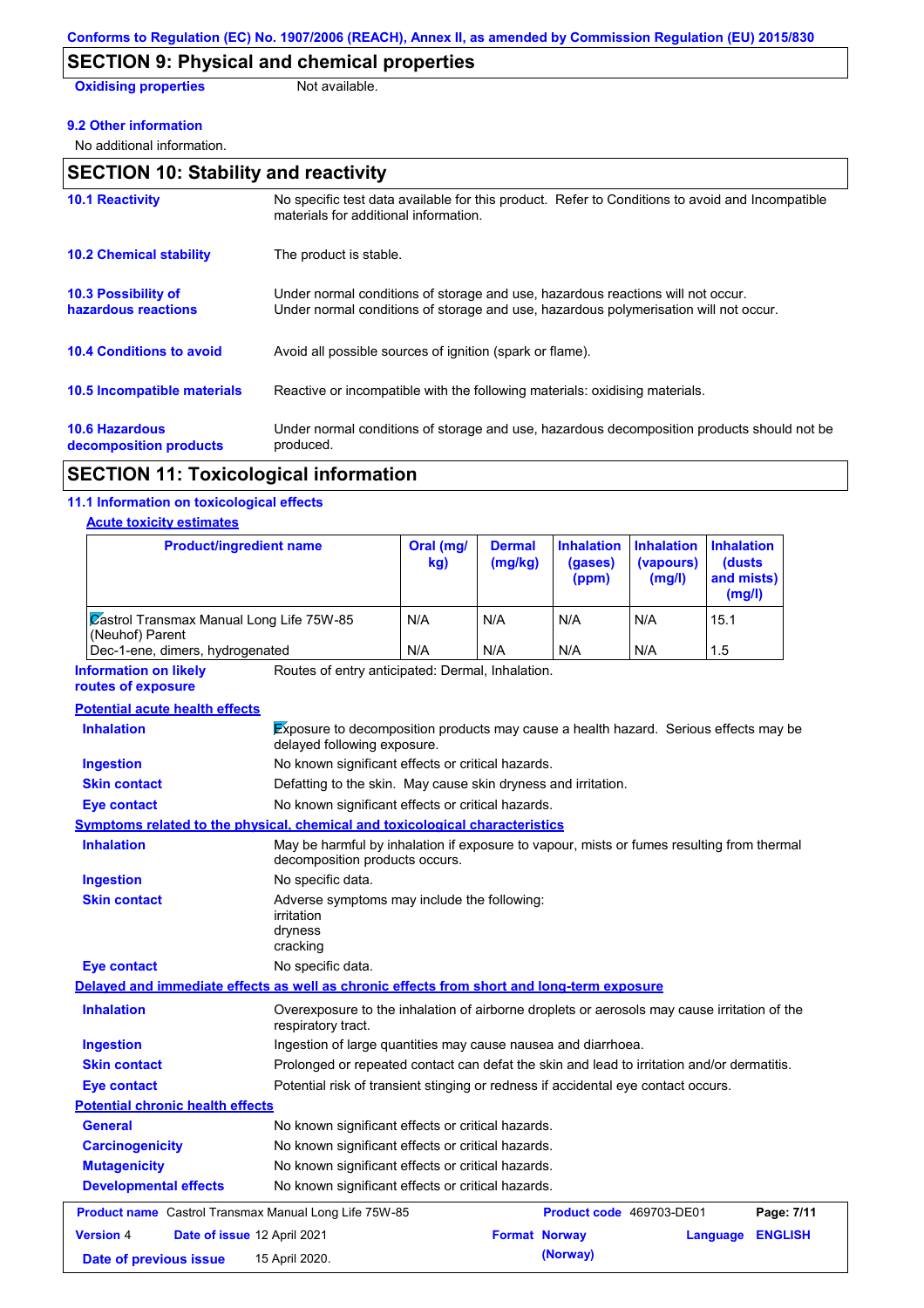Conforms to Regulation (EC) No. 1907/2006 (REACH), Annex II, as amended by Commission Regulation (EU) 2015/830

## SECTION 9: Physical and chemical properties

**Oxidising properties** Not available.

**9.2 Other information**

No additional information.

## SECTION 10: Stability and reactivity

**10.1 Reactivity**
No specific test data available for this product. Refer to Conditions to avoid and Incompatible materials for additional information.

**10.2 Chemical stability**
The product is stable.

**10.3 Possibility of hazardous reactions**
Under normal conditions of storage and use, hazardous reactions will not occur.
Under normal conditions of storage and use, hazardous polymerisation will not occur.

**10.4 Conditions to avoid**
Avoid all possible sources of ignition (spark or flame).

**10.5 Incompatible materials**
Reactive or incompatible with the following materials: oxidising materials.

**10.6 Hazardous decomposition products**
Under normal conditions of storage and use, hazardous decomposition products should not be produced.

## SECTION 11: Toxicological information

**11.1 Information on toxicological effects**

**Acute toxicity estimates**

| Product/ingredient name | Oral (mg/kg) | Dermal (mg/kg) | Inhalation (gases) (ppm) | Inhalation (vapours) (mg/l) | Inhalation (dusts and mists) (mg/l) |
|---|---|---|---|---|---|
| Castrol Transmax Manual Long Life 75W-85 (Neuhof) Parent | N/A | N/A | N/A | N/A | 15.1 |
| Dec-1-ene, dimers, hydrogenated | N/A | N/A | N/A | N/A | 1.5 |

**Information on likely routes of exposure**
Routes of entry anticipated: Dermal, Inhalation.

**Potential acute health effects**

**Inhalation**
Exposure to decomposition products may cause a health hazard. Serious effects may be delayed following exposure.

**Ingestion**
No known significant effects or critical hazards.

**Skin contact**
Defatting to the skin. May cause skin dryness and irritation.

**Eye contact**
No known significant effects or critical hazards.

**Symptoms related to the physical, chemical and toxicological characteristics**

**Inhalation**
May be harmful by inhalation if exposure to vapour, mists or fumes resulting from thermal decomposition products occurs.

**Ingestion**
No specific data.

**Skin contact**
Adverse symptoms may include the following:
irritation
dryness
cracking

**Eye contact**
No specific data.

**Delayed and immediate effects as well as chronic effects from short and long-term exposure**

**Inhalation**
Overexposure to the inhalation of airborne droplets or aerosols may cause irritation of the respiratory tract.

**Ingestion**
Ingestion of large quantities may cause nausea and diarrhoea.

**Skin contact**
Prolonged or repeated contact can defat the skin and lead to irritation and/or dermatitis.

**Eye contact**
Potential risk of transient stinging or redness if accidental eye contact occurs.

**Potential chronic health effects**

**General**
No known significant effects or critical hazards.

**Carcinogenicity**
No known significant effects or critical hazards.

**Mutagenicity**
No known significant effects or critical hazards.

**Developmental effects**
No known significant effects or critical hazards.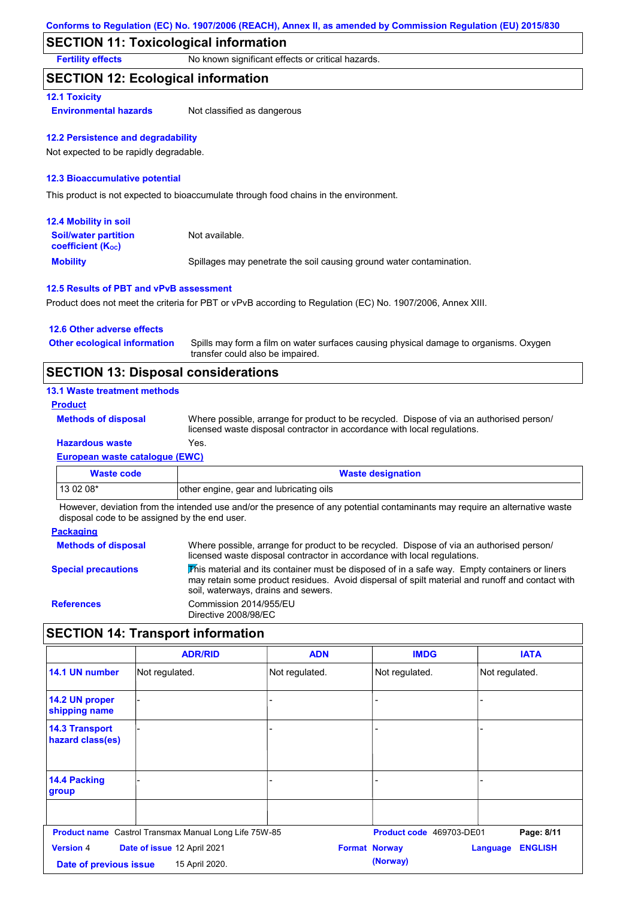## SECTION 11: Toxicological information

**Fertility effects** No known significant effects or critical hazards.

## SECTION 12: Ecological information

### 12.1 Toxicity

**Environmental hazards** Not classified as dangerous

### 12.2 Persistence and degradability

Not expected to be rapidly degradable.

### 12.3 Bioaccumulative potential

This product is not expected to bioaccumulate through food chains in the environment.

### 12.4 Mobility in soil

**Soil/water partition coefficient ($K_{OC}$)** Not available.

**Mobility** Spillages may penetrate the soil causing ground water contamination.

### 12.5 Results of PBT and vPvB assessment

Product does not meet the criteria for PBT or vPvB according to Regulation (EC) No. 1907/2006, Annex XIII.

### 12.6 Other adverse effects

**Other ecological information** Spills may form a film on water surfaces causing physical damage to organisms. Oxygen transfer could also be impaired.

## SECTION 13: Disposal considerations

### 13.1 Waste treatment methods

**Product**

**Methods of disposal** Where possible, arrange for product to be recycled. Dispose of via an authorised person/ licensed waste disposal contractor in accordance with local regulations.

**Hazardous waste** Yes.

**European waste catalogue (EWC)**

| Waste code | Waste designation |
|---|---|
| 13 02 08* | other engine, gear and lubricating oils |

However, deviation from the intended use and/or the presence of any potential contaminants may require an alternative waste disposal code to be assigned by the end user.

**Packaging**

**Methods of disposal** Where possible, arrange for product to be recycled. Dispose of via an authorised person/ licensed waste disposal contractor in accordance with local regulations.

**Special precautions** This material and its container must be disposed of in a safe way. Empty containers or liners may retain some product residues. Avoid dispersal of spilt material and runoff and contact with soil, waterways, drains and sewers.

**References** Commission 2014/955/EU
Directive 2008/98/EC

## SECTION 14: Transport information

| | ADR/RID | ADN | IMDG | IATA |
|---|---|---|---|---|
| 14.1 UN number | Not regulated. | Not regulated. | Not regulated. | Not regulated. |
| 14.2 UN proper shipping name | - | - | - | - |
| 14.3 Transport hazard class(es) | - | - | - | - |
| 14.4 Packing group | - | - | - | - |
| | | | | |

**Product name** Castrol Transmax Manual Long Life 75W-85 **Product code** 469703-DE01
**Version** 4 **Date of issue** 12 April 2021 **Format** Norway (Norway) **Language** ENGLISH
**Date of previous issue** 15 April 2020.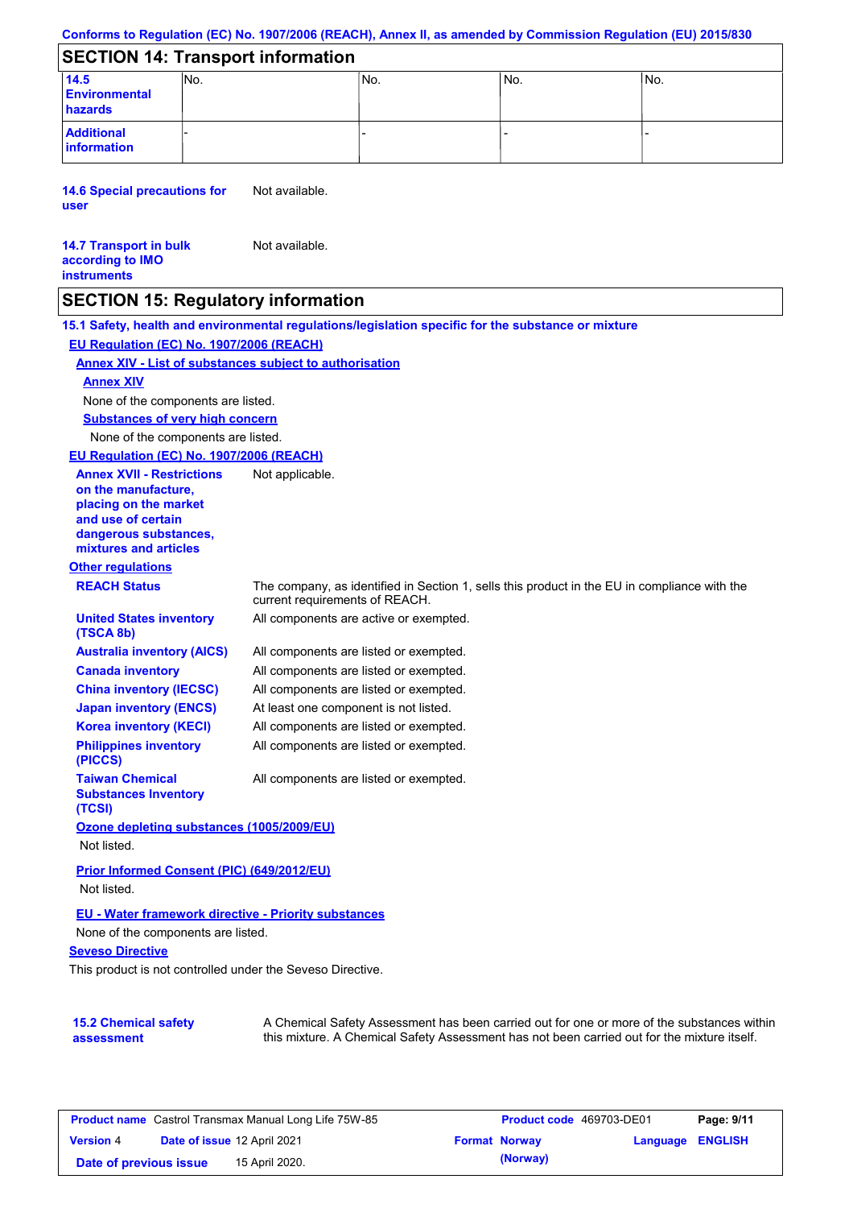## SECTION 14: Transport information

| | | | | |
|---|---|---|---|---|
| **14.5 Environmental hazards** | No. | No. | No. | No. |
| **Additional information** | - | - | - | - |

**14.6 Special precautions for user** Not available.

**14.7 Transport in bulk according to IMO instruments** Not available.

## SECTION 15: Regulatory information

### 15.1 Safety, health and environmental regulations/legislation specific for the substance or mixture

**EU Regulation (EC) No. 1907/2006 (REACH)**

**Annex XIV - List of substances subject to authorisation**

**Annex XIV**

None of the components are listed.

**Substances of very high concern**

None of the components are listed.

**EU Regulation (EC) No. 1907/2006 (REACH)**

**Annex XVII - Restrictions on the manufacture, placing on the market and use of certain dangerous substances, mixtures and articles** Not applicable.

**Other regulations**

| | |
|---|---|
| **REACH Status** | The company, as identified in Section 1, sells this product in the EU in compliance with the current requirements of REACH. |
| **United States inventory (TSCA 8b)** | All components are active or exempted. |
| **Australia inventory (AICS)** | All components are listed or exempted. |
| **Canada inventory** | All components are listed or exempted. |
| **China inventory (IECSC)** | All components are listed or exempted. |
| **Japan inventory (ENCS)** | At least one component is not listed. |
| **Korea inventory (KECI)** | All components are listed or exempted. |
| **Philippines inventory (PICCS)** | All components are listed or exempted. |
| **Taiwan Chemical Substances Inventory (TCSI)** | All components are listed or exempted. |

**Ozone depleting substances (1005/2009/EU)**

Not listed.

**Prior Informed Consent (PIC) (649/2012/EU)**

Not listed.

**EU - Water framework directive - Priority substances**

None of the components are listed.

**Seveso Directive**

This product is not controlled under the Seveso Directive.

**15.2 Chemical safety assessment** A Chemical Safety Assessment has been carried out for one or more of the substances within this mixture. A Chemical Safety Assessment has not been carried out for the mixture itself.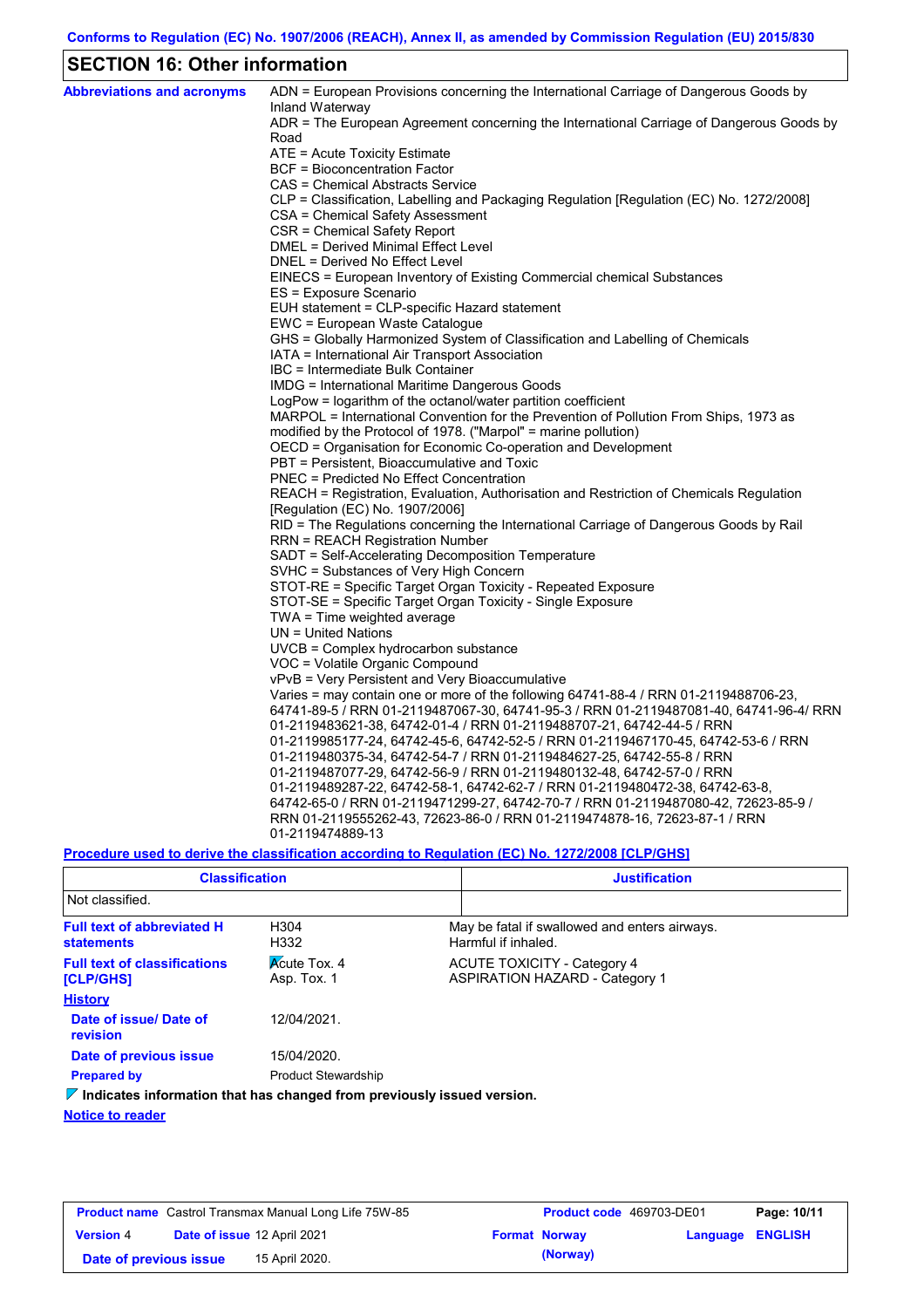Conforms to Regulation (EC) No. 1907/2006 (REACH), Annex II, as amended by Commission Regulation (EU) 2015/830

## SECTION 16: Other information

**Abbreviations and acronyms**

ADN = European Provisions concerning the International Carriage of Dangerous Goods by Inland Waterway
ADR = The European Agreement concerning the International Carriage of Dangerous Goods by Road
ATE = Acute Toxicity Estimate
BCF = Bioconcentration Factor
CAS = Chemical Abstracts Service
CLP = Classification, Labelling and Packaging Regulation [Regulation (EC) No. 1272/2008]
CSA = Chemical Safety Assessment
CSR = Chemical Safety Report
DMEL = Derived Minimal Effect Level
DNEL = Derived No Effect Level
EINECS = European Inventory of Existing Commercial chemical Substances
ES = Exposure Scenario
EUH statement = CLP-specific Hazard statement
EWC = European Waste Catalogue
GHS = Globally Harmonized System of Classification and Labelling of Chemicals
IATA = International Air Transport Association
IBC = Intermediate Bulk Container
IMDG = International Maritime Dangerous Goods
LogPow = logarithm of the octanol/water partition coefficient
MARPOL = International Convention for the Prevention of Pollution From Ships, 1973 as modified by the Protocol of 1978. ("Marpol" = marine pollution)
OECD = Organisation for Economic Co-operation and Development
PBT = Persistent, Bioaccumulative and Toxic
PNEC = Predicted No Effect Concentration
REACH = Registration, Evaluation, Authorisation and Restriction of Chemicals Regulation [Regulation (EC) No. 1907/2006]
RID = The Regulations concerning the International Carriage of Dangerous Goods by Rail
RRN = REACH Registration Number
SADT = Self-Accelerating Decomposition Temperature
SVHC = Substances of Very High Concern
STOT-RE = Specific Target Organ Toxicity - Repeated Exposure
STOT-SE = Specific Target Organ Toxicity - Single Exposure
TWA = Time weighted average
UN = United Nations
UVCB = Complex hydrocarbon substance
VOC = Volatile Organic Compound
vPvB = Very Persistent and Very Bioaccumulative
Varies = may contain one or more of the following 64741-88-4 / RRN 01-2119488706-23, 64741-89-5 / RRN 01-2119487067-30, 64741-95-3 / RRN 01-2119487081-40, 64741-96-4/ RRN 01-2119483621-38, 64742-01-4 / RRN 01-2119488707-21, 64742-44-5 / RRN 01-2119985177-24, 64742-45-6, 64742-52-5 / RRN 01-2119467170-45, 64742-53-6 / RRN 01-2119480375-34, 64742-54-7 / RRN 01-2119484627-25, 64742-55-8 / RRN 01-2119487077-29, 64742-56-9 / RRN 01-2119480132-48, 64742-57-0 / RRN 01-2119489287-22, 64742-58-1, 64742-62-7 / RRN 01-2119480472-38, 64742-63-8, 64742-65-0 / RRN 01-2119471299-27, 64742-70-7 / RRN 01-2119487080-42, 72623-85-9 / RRN 01-2119555262-43, 72623-86-0 / RRN 01-2119474878-16, 72623-87-1 / RRN 01-2119474889-13

**Procedure used to derive the classification according to Regulation (EC) No. 1272/2008 [CLP/GHS]**

| Classification | Justification |
|---|---|
| Not classified. | |

**Full text of abbreviated H statements**

| | |
|---|---|
| H304 | May be fatal if swallowed and enters airways. |
| H332 | Harmful if inhaled. |

**Full text of classifications [CLP/GHS]**

| | |
|---|---|
| Acute Tox. 4 | ACUTE TOXICITY - Category 4 |
| Asp. Tox. 1 | ASPIRATION HAZARD - Category 1 |

**History**

**Date of issue/ Date of revision**: 12/04/2021.

**Date of previous issue**: 15/04/2020.

**Prepared by**: Product Stewardship

**Indicates information that has changed from previously issued version.**

**Notice to reader**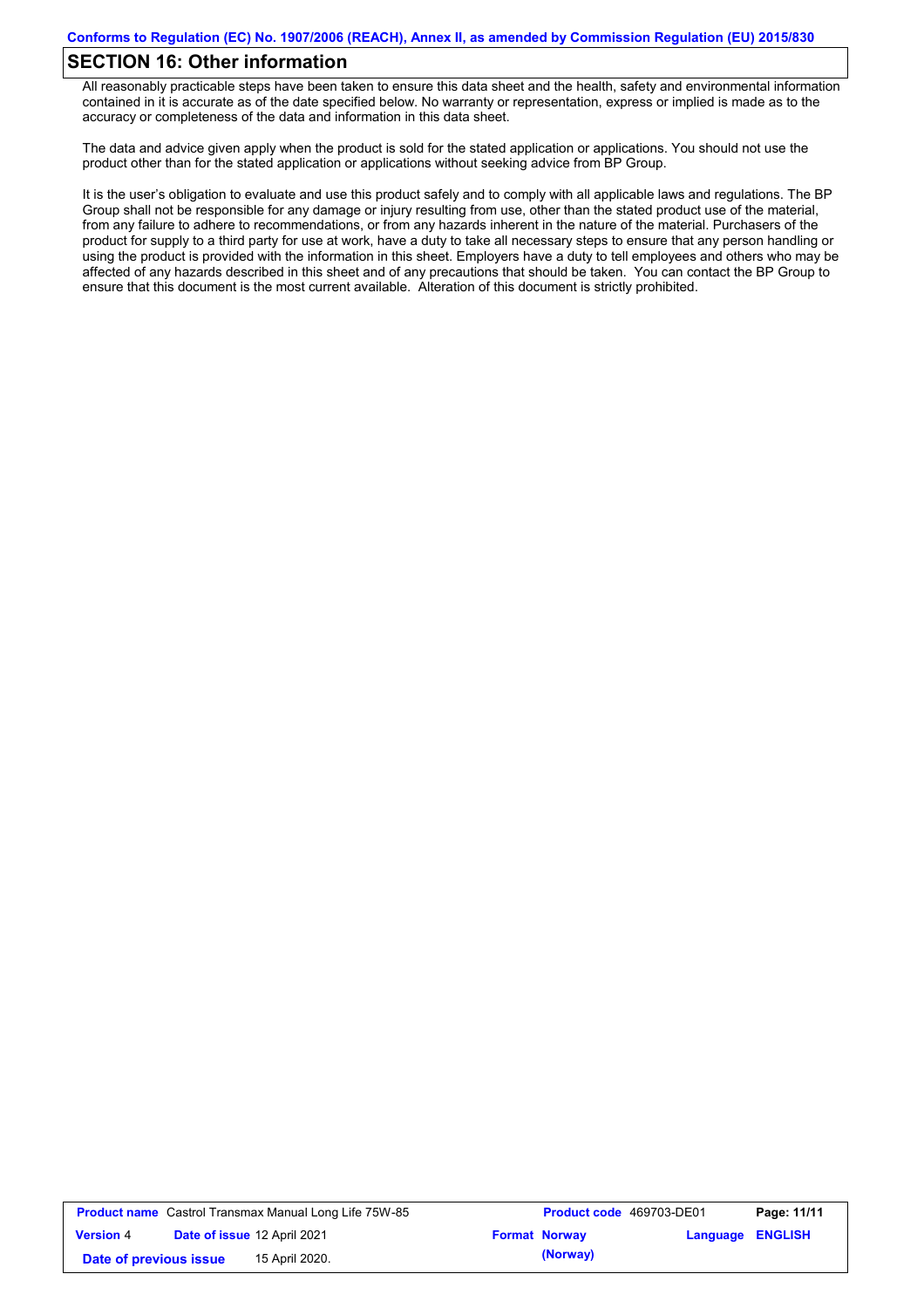## SECTION 16: Other information

All reasonably practicable steps have been taken to ensure this data sheet and the health, safety and environmental information contained in it is accurate as of the date specified below. No warranty or representation, express or implied is made as to the accuracy or completeness of the data and information in this data sheet.

The data and advice given apply when the product is sold for the stated application or applications. You should not use the product other than for the stated application or applications without seeking advice from BP Group.

It is the user's obligation to evaluate and use this product safely and to comply with all applicable laws and regulations. The BP Group shall not be responsible for any damage or injury resulting from use, other than the stated product use of the material, from any failure to adhere to recommendations, or from any hazards inherent in the nature of the material. Purchasers of the product for supply to a third party for use at work, have a duty to take all necessary steps to ensure that any person handling or using the product is provided with the information in this sheet. Employers have a duty to tell employees and others who may be affected of any hazards described in this sheet and of any precautions that should be taken. You can contact the BP Group to ensure that this document is the most current available. Alteration of this document is strictly prohibited.